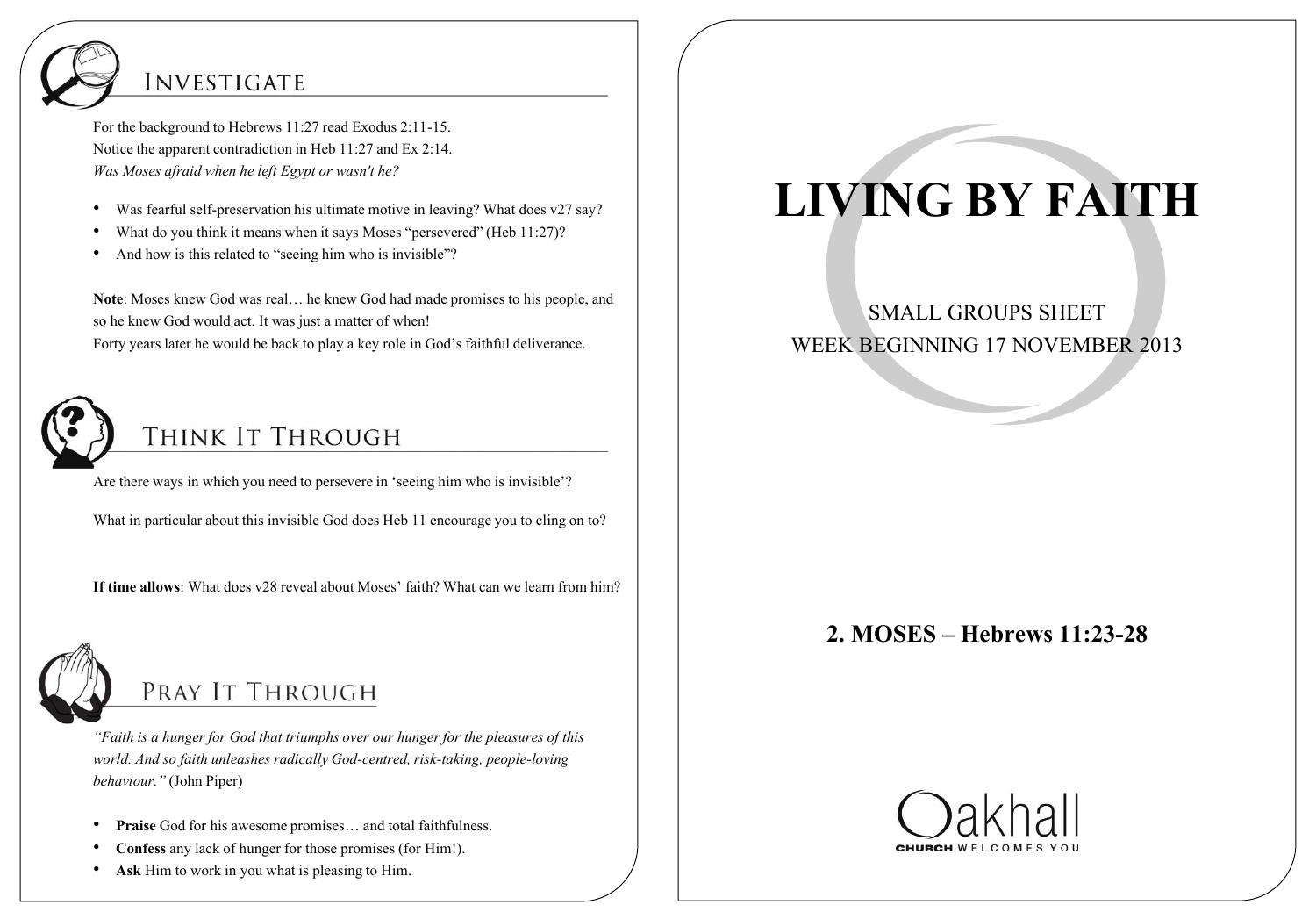# LIVING BY FAITH

SMALL GROUPS SHEET
WEEK BEGINNING 17 NOVEMBER 2013

## 2. MOSES – Hebrews 11:23-28

Oakhall
CHURCH WELCOMES YOU

## Investigate

For the background to Hebrews 11:27 read Exodus 2:11-15.
Notice the apparent contradiction in Heb 11:27 and Ex 2:14.
*Was Moses afraid when he left Egypt or wasn't he?*

- Was fearful self-preservation his ultimate motive in leaving? What does v27 say?
- What do you think it means when it says Moses "persevered" (Heb 11:27)?
- And how is this related to "seeing him who is invisible"?

**Note**: Moses knew God was real… he knew God had made promises to his people, and so he knew God would act. It was just a matter of when!
Forty years later he would be back to play a key role in God's faithful deliverance.

## Think It Through

Are there ways in which you need to persevere in 'seeing him who is invisible'?

What in particular about this invisible God does Heb 11 encourage you to cling on to?

**If time allows**: What does v28 reveal about Moses' faith? What can we learn from him?

## Pray It Through

*"Faith is a hunger for God that triumphs over our hunger for the pleasures of this world. And so faith unleashes radically God-centred, risk-taking, people-loving behaviour."* (John Piper)

- **Praise** God for his awesome promises… and total faithfulness.
- **Confess** any lack of hunger for those promises (for Him!).
- **Ask** Him to work in you what is pleasing to Him.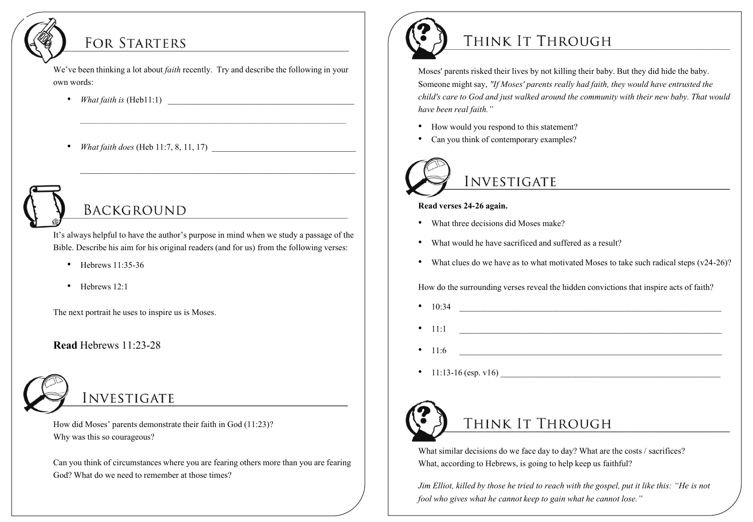## For Starters

We've been thinking a lot about *faith* recently. Try and describe the following in your own words:

- *What faith is* (Heb11:1) ______________________________________________

  ______________________________________________________________

- *What faith does* (Heb 11:7, 8, 11, 17) ___________________________________

  ______________________________________________________________

## Background

It's always helpful to have the author's purpose in mind when we study a passage of the Bible. Describe his aim for his original readers (and for us) from the following verses:

- Hebrews 11:35-36
- Hebrews 12:1

The next portrait he uses to inspire us is Moses.

**Read** Hebrews 11:23-28

## Investigate

How did Moses' parents demonstrate their faith in God (11:23)?
Why was this so courageous?

Can you think of circumstances where you are fearing others more than you are fearing God? What do we need to remember at those times?

## Think It Through

Moses' parents risked their lives by not killing their baby. But they did hide the baby. Someone might say, *"If Moses' parents really had faith, they would have entrusted the child's care to God and just walked around the community with their new baby. That would have been real faith."*

- How would you respond to this statement?
- Can you think of contemporary examples?

## Investigate

**Read verses 24-26 again.**

- What three decisions did Moses make?
- What would he have sacrificed and suffered as a result?
- What clues do we have as to what motivated Moses to take such radical steps (v24-26)?

How do the surrounding verses reveal the hidden convictions that inspire acts of faith?

- 10:34 ______________________________________________________________
- 11:1 ______________________________________________________________
- 11:6 ______________________________________________________________
- 11:13-16 (esp. v16) ______________________________________________________

## Think It Through

What similar decisions do we face day to day? What are the costs / sacrifices?
What, according to Hebrews, is going to help keep us faithful?

*Jim Elliot, killed by those he tried to reach with the gospel, put it like this: "He is not fool who gives what he cannot keep to gain what he cannot lose."*